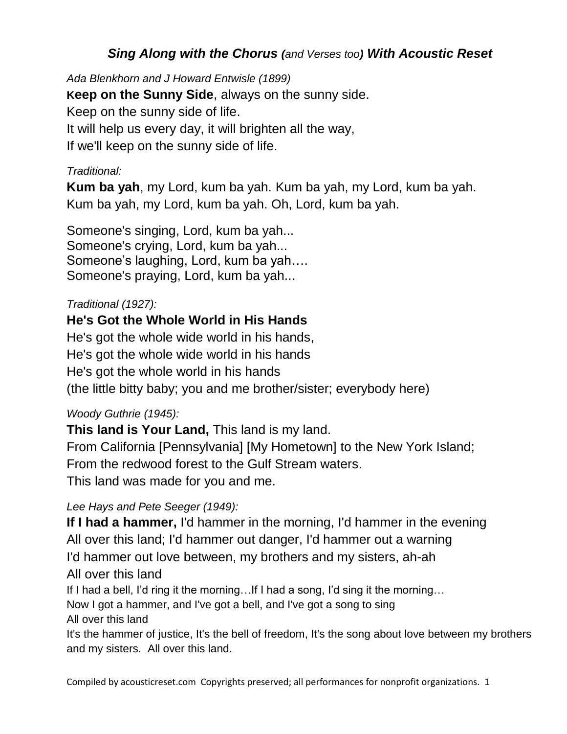## *Sing Along with the Chorus (and Verses too) With Acoustic Reset*

*Ada Blenkhorn and J Howard Entwisle (1899)*

**Keep on the Sunny Side**, always on the sunny side.
Keep on the sunny side of life.
It will help us every day, it will brighten all the way,
If we'll keep on the sunny side of life.

*Traditional:*

**Kum ba yah**, my Lord, kum ba yah. Kum ba yah, my Lord, kum ba yah.
Kum ba yah, my Lord, kum ba yah. Oh, Lord, kum ba yah.

Someone's singing, Lord, kum ba yah...
Someone's crying, Lord, kum ba yah...
Someone's laughing, Lord, kum ba yah….
Someone's praying, Lord, kum ba yah...

*Traditional (1927):*

**He's Got the Whole World in His Hands**
He's got the whole wide world in his hands,
He's got the whole wide world in his hands
He's got the whole world in his hands
(the little bitty baby; you and me brother/sister; everybody here)

*Woody Guthrie (1945):*

**This land is Your Land,** This land is my land.
From California [Pennsylvania] [My Hometown] to the New York Island;
From the redwood forest to the Gulf Stream waters.
This land was made for you and me.

*Lee Hays and Pete Seeger (1949):*

**If I had a hammer,** I'd hammer in the morning, I'd hammer in the evening
All over this land; I'd hammer out danger, I'd hammer out a warning
I'd hammer out love between, my brothers and my sisters, ah-ah
All over this land
If I had a bell, I'd ring it the morning…If I had a song, I'd sing it the morning…
Now I got a hammer, and I've got a bell, and I've got a song to sing
All over this land
It's the hammer of justice, It's the bell of freedom, It's the song about love between my brothers and my sisters. All over this land.

Compiled by acousticreset.com Copyrights preserved; all performances for nonprofit organizations.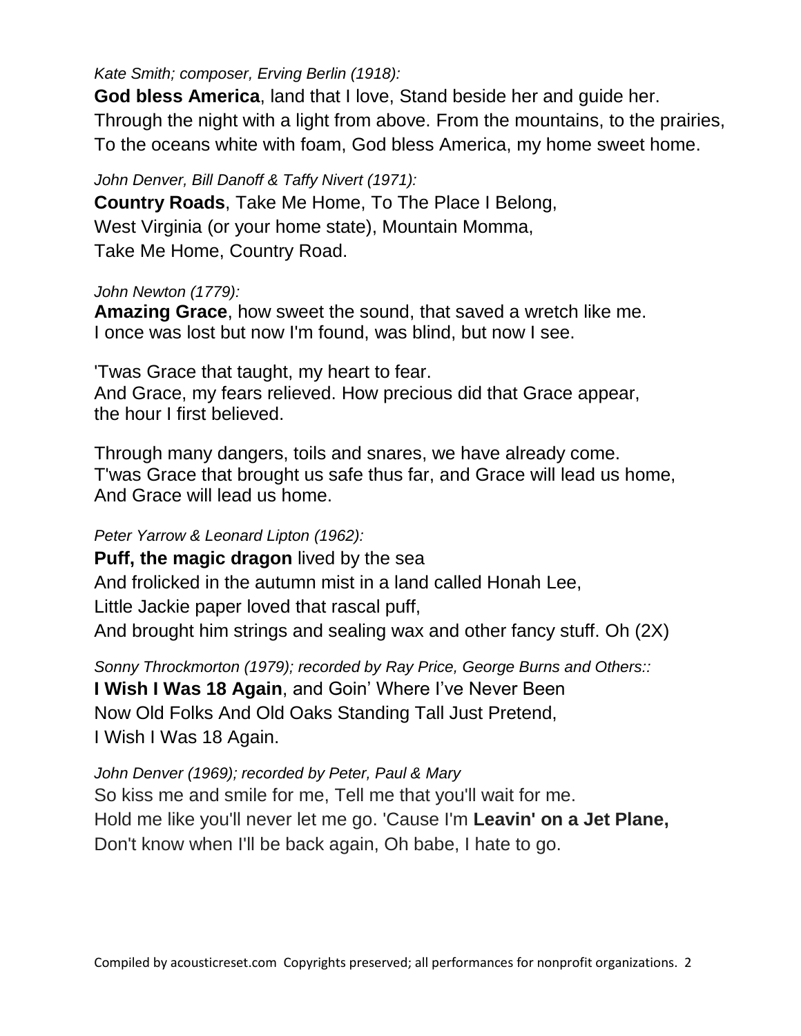*Kate Smith; composer, Erving Berlin (1918):*

**God bless America**, land that I love, Stand beside her and guide her.
Through the night with a light from above. From the mountains, to the prairies,
To the oceans white with foam, God bless America, my home sweet home.

*John Denver, Bill Danoff & Taffy Nivert (1971):*

**Country Roads**, Take Me Home, To The Place I Belong,
West Virginia (or your home state), Mountain Momma,
Take Me Home, Country Road.

*John Newton (1779):*

**Amazing Grace**, how sweet the sound, that saved a wretch like me.
I once was lost but now I'm found, was blind, but now I see.

'Twas Grace that taught, my heart to fear.
And Grace, my fears relieved. How precious did that Grace appear,
the hour I first believed.

Through many dangers, toils and snares, we have already come.
T'was Grace that brought us safe thus far, and Grace will lead us home,
And Grace will lead us home.

*Peter Yarrow & Leonard Lipton (1962):*

**Puff, the magic dragon** lived by the sea
And frolicked in the autumn mist in a land called Honah Lee,
Little Jackie paper loved that rascal puff,
And brought him strings and sealing wax and other fancy stuff. Oh (2X)

*Sonny Throckmorton (1979); recorded by Ray Price, George Burns and Others::*

**I Wish I Was 18 Again**, and Goin' Where I've Never Been
Now Old Folks And Old Oaks Standing Tall Just Pretend,
I Wish I Was 18 Again.

*John Denver (1969); recorded by Peter, Paul & Mary*

So kiss me and smile for me, Tell me that you'll wait for me.
Hold me like you'll never let me go. 'Cause I'm **Leavin' on a Jet Plane,**
Don't know when I'll be back again, Oh babe, I hate to go.

Compiled by acousticreset.com Copyrights preserved; all performances for nonprofit organizations.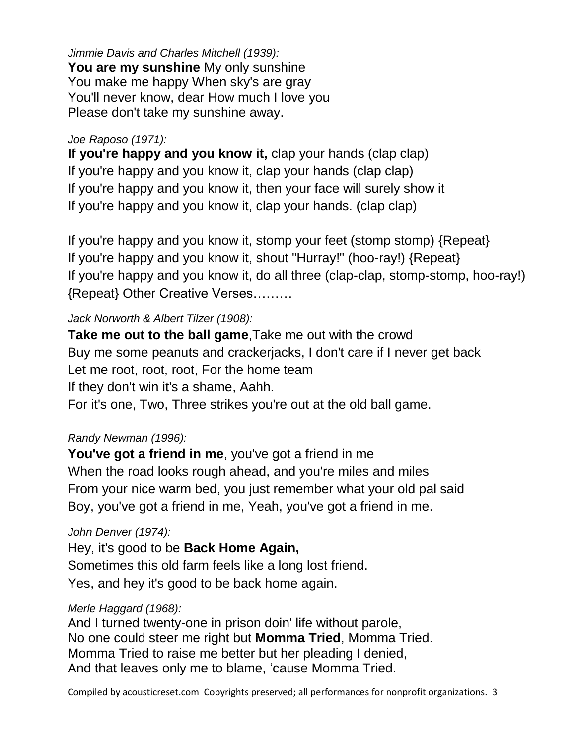*Jimmie Davis and Charles Mitchell (1939):*
**You are my sunshine** My only sunshine
You make me happy When sky's are gray
You'll never know, dear How much I love you
Please don't take my sunshine away.

*Joe Raposo (1971):*
**If you're happy and you know it,** clap your hands (clap clap)
If you're happy and you know it, clap your hands (clap clap)
If you're happy and you know it, then your face will surely show it
If you're happy and you know it, clap your hands. (clap clap)

If you're happy and you know it, stomp your feet (stomp stomp) {Repeat}
If you're happy and you know it, shout "Hurray!" (hoo-ray!) {Repeat}
If you're happy and you know it, do all three (clap-clap, stomp-stomp, hoo-ray!) {Repeat} Other Creative Verses………

*Jack Norworth & Albert Tilzer (1908):*
**Take me out to the ball game**,Take me out with the crowd
Buy me some peanuts and crackerjacks, I don't care if I never get back
Let me root, root, root, For the home team
If they don't win it's a shame, Aahh.
For it's one, Two, Three strikes you're out at the old ball game.

*Randy Newman (1996):*
**You've got a friend in me**, you've got a friend in me
When the road looks rough ahead, and you're miles and miles
From your nice warm bed, you just remember what your old pal said
Boy, you've got a friend in me, Yeah, you've got a friend in me.

*John Denver (1974):*
Hey, it's good to be **Back Home Again,**
Sometimes this old farm feels like a long lost friend.
Yes, and hey it's good to be back home again.

*Merle Haggard (1968):*
And I turned twenty-one in prison doin' life without parole,
No one could steer me right but **Momma Tried**, Momma Tried.
Momma Tried to raise me better but her pleading I denied,
And that leaves only me to blame, 'cause Momma Tried.

Compiled by acousticreset.com Copyrights preserved; all performances for nonprofit organizations.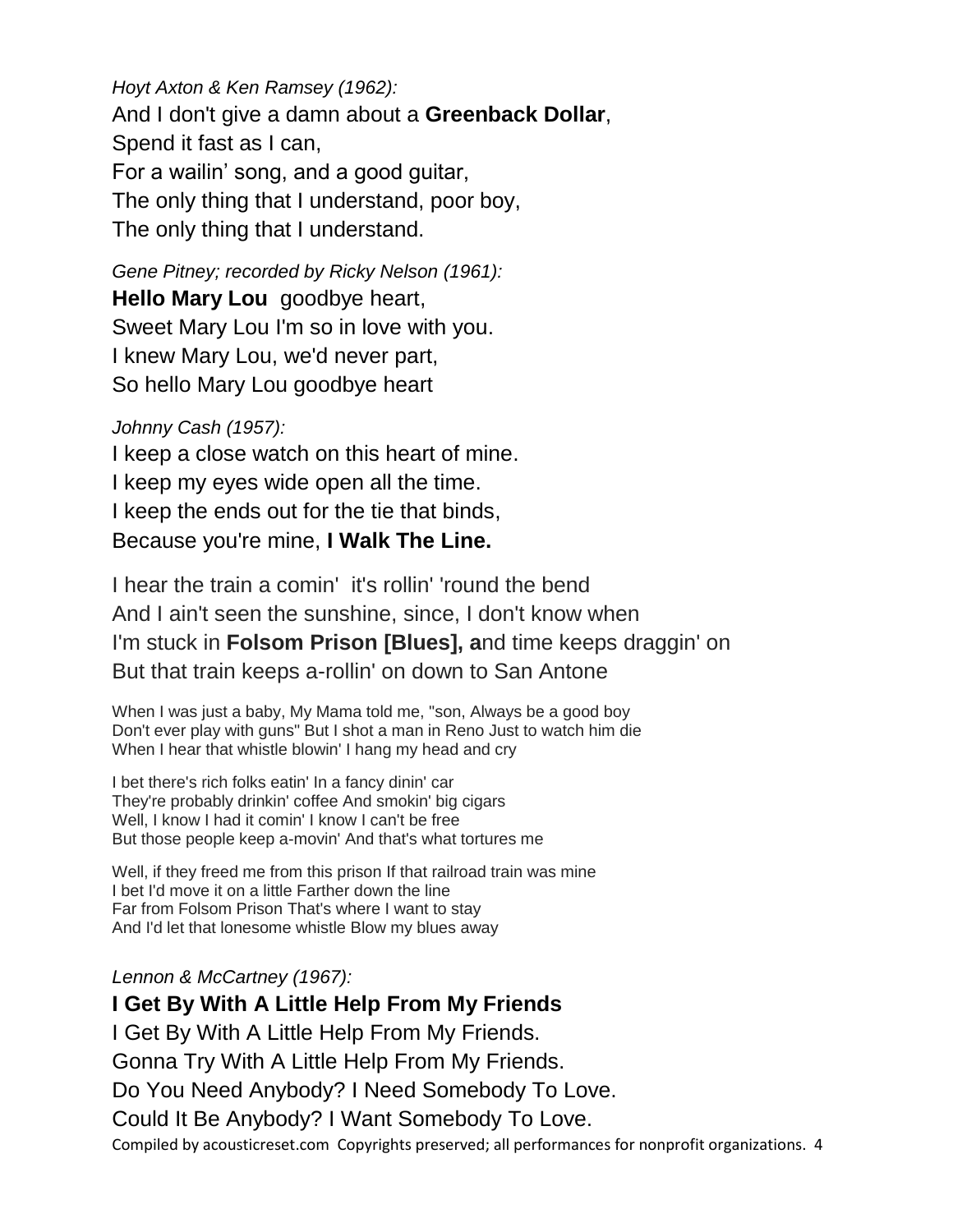*Hoyt Axton & Ken Ramsey (1962):*

And I don't give a damn about a **Greenback Dollar**,
Spend it fast as I can,
For a wailin' song, and a good guitar,
The only thing that I understand, poor boy,
The only thing that I understand.

*Gene Pitney; recorded by Ricky Nelson (1961):*

**Hello Mary Lou** goodbye heart,
Sweet Mary Lou I'm so in love with you.
I knew Mary Lou, we'd never part,
So hello Mary Lou goodbye heart

*Johnny Cash (1957):*

I keep a close watch on this heart of mine.
I keep my eyes wide open all the time.
I keep the ends out for the tie that binds,
Because you're mine, **I Walk The Line.**

I hear the train a comin' it's rollin' 'round the bend
And I ain't seen the sunshine, since, I don't know when
I'm stuck in **Folsom Prison [Blues], a**nd time keeps draggin' on
But that train keeps a-rollin' on down to San Antone

When I was just a baby, My Mama told me, "son, Always be a good boy
Don't ever play with guns" But I shot a man in Reno Just to watch him die
When I hear that whistle blowin' I hang my head and cry

I bet there's rich folks eatin' In a fancy dinin' car
They're probably drinkin' coffee And smokin' big cigars
Well, I know I had it comin' I know I can't be free
But those people keep a-movin' And that's what tortures me

Well, if they freed me from this prison If that railroad train was mine
I bet I'd move it on a little Farther down the line
Far from Folsom Prison That's where I want to stay
And I'd let that lonesome whistle Blow my blues away

*Lennon & McCartney (1967):*

**I Get By With A Little Help From My Friends**

I Get By With A Little Help From My Friends.
Gonna Try With A Little Help From My Friends.
Do You Need Anybody? I Need Somebody To Love.
Could It Be Anybody? I Want Somebody To Love.

Compiled by acousticreset.com Copyrights preserved; all performances for nonprofit organizations.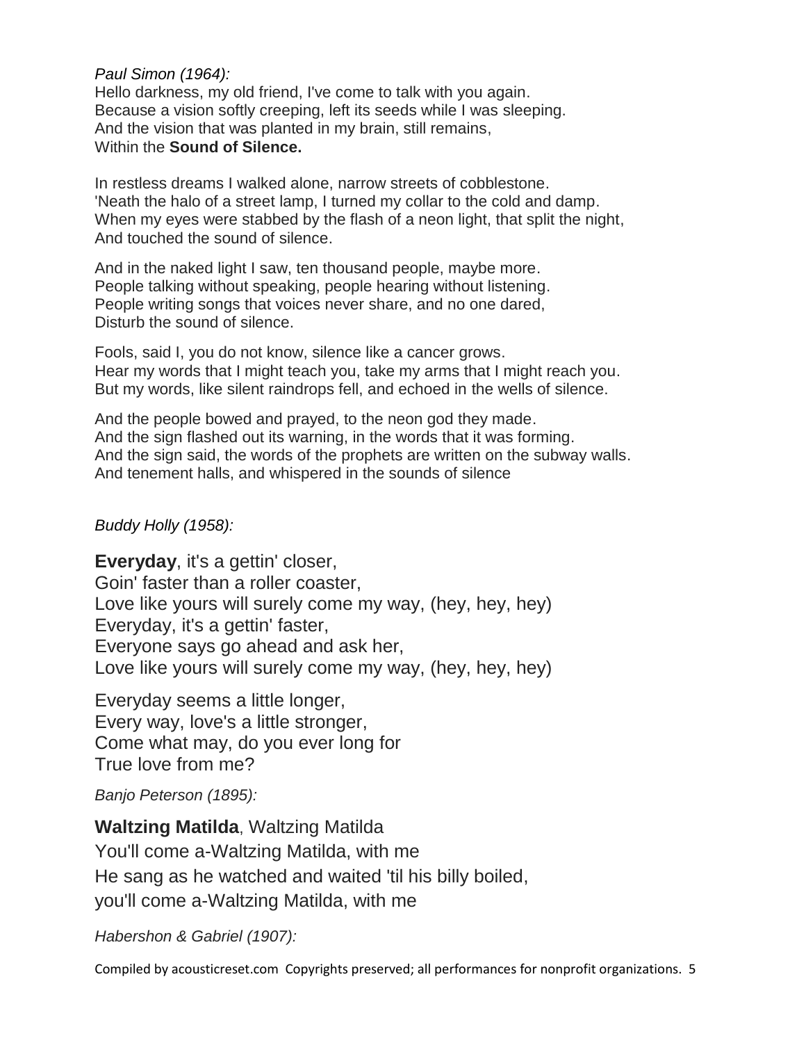*Paul Simon (1964):*
Hello darkness, my old friend, I've come to talk with you again.
Because a vision softly creeping, left its seeds while I was sleeping.
And the vision that was planted in my brain, still remains,
Within the **Sound of Silence.**

In restless dreams I walked alone, narrow streets of cobblestone.
'Neath the halo of a street lamp, I turned my collar to the cold and damp.
When my eyes were stabbed by the flash of a neon light, that split the night,
And touched the sound of silence.

And in the naked light I saw, ten thousand people, maybe more.
People talking without speaking, people hearing without listening.
People writing songs that voices never share, and no one dared,
Disturb the sound of silence.

Fools, said I, you do not know, silence like a cancer grows.
Hear my words that I might teach you, take my arms that I might reach you.
But my words, like silent raindrops fell, and echoed in the wells of silence.

And the people bowed and prayed, to the neon god they made.
And the sign flashed out its warning, in the words that it was forming.
And the sign said, the words of the prophets are written on the subway walls.
And tenement halls, and whispered in the sounds of silence

*Buddy Holly (1958):*

**Everyday**, it's a gettin' closer,
Goin' faster than a roller coaster,
Love like yours will surely come my way, (hey, hey, hey)
Everyday, it's a gettin' faster,
Everyone says go ahead and ask her,
Love like yours will surely come my way, (hey, hey, hey)

Everyday seems a little longer,
Every way, love's a little stronger,
Come what may, do you ever long for
True love from me?

*Banjo Peterson (1895):*

**Waltzing Matilda**, Waltzing Matilda
You'll come a-Waltzing Matilda, with me
He sang as he watched and waited 'til his billy boiled,
you'll come a-Waltzing Matilda, with me

*Habershon & Gabriel (1907):*

Compiled by acousticreset.com Copyrights preserved; all performances for nonprofit organizations.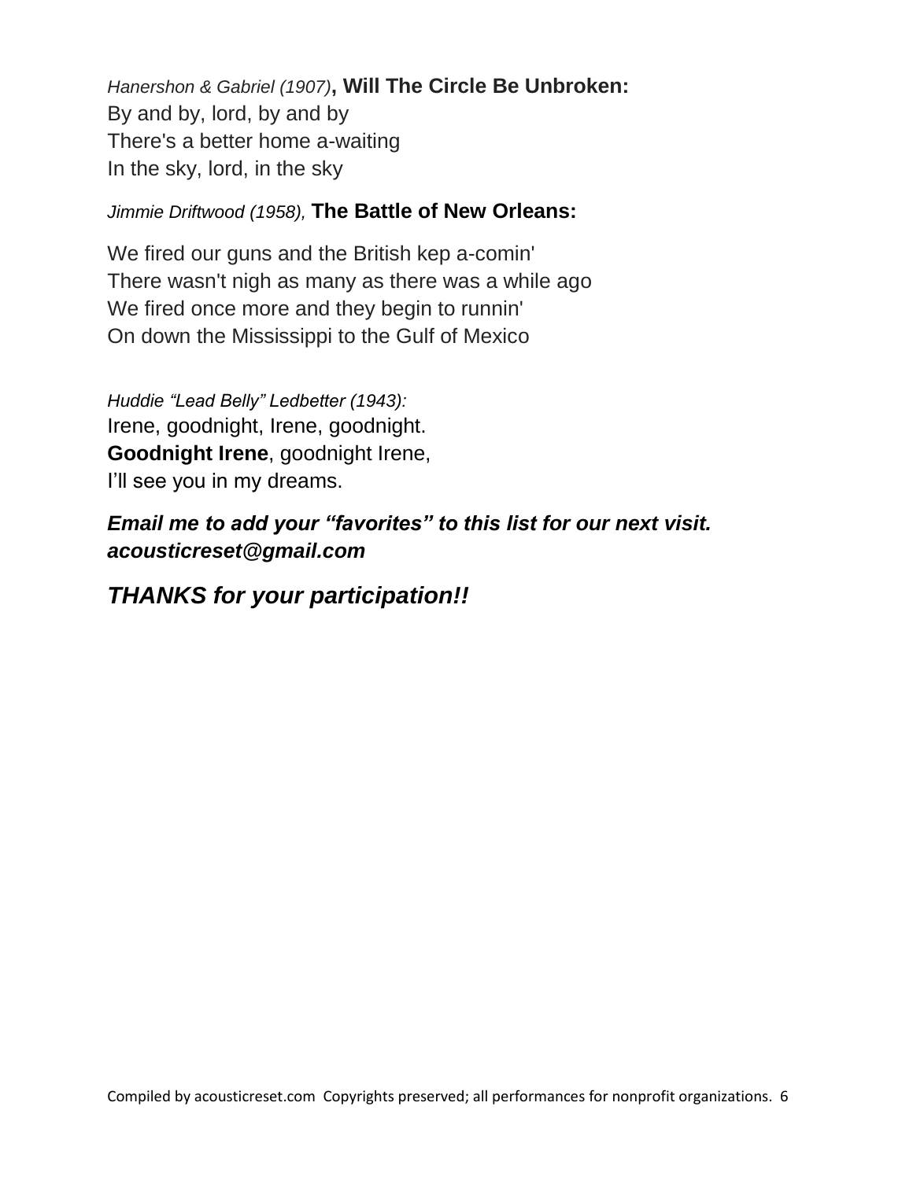*Hanershon & Gabriel (1907)*, **Will The Circle Be Unbroken:**
By and by, lord, by and by
There's a better home a-waiting
In the sky, lord, in the sky

*Jimmie Driftwood (1958),* **The Battle of New Orleans:**

We fired our guns and the British kep a-comin'
There wasn't nigh as many as there was a while ago
We fired once more and they begin to runnin'
On down the Mississippi to the Gulf of Mexico

*Huddie "Lead Belly" Ledbetter (1943):*
Irene, goodnight, Irene, goodnight.
**Goodnight Irene**, goodnight Irene,
I'll see you in my dreams.

***Email me to add your "favorites" to this list for our next visit. acousticreset@gmail.com***

***THANKS for your participation!!***

Compiled by acousticreset.com Copyrights preserved; all performances for nonprofit organizations.